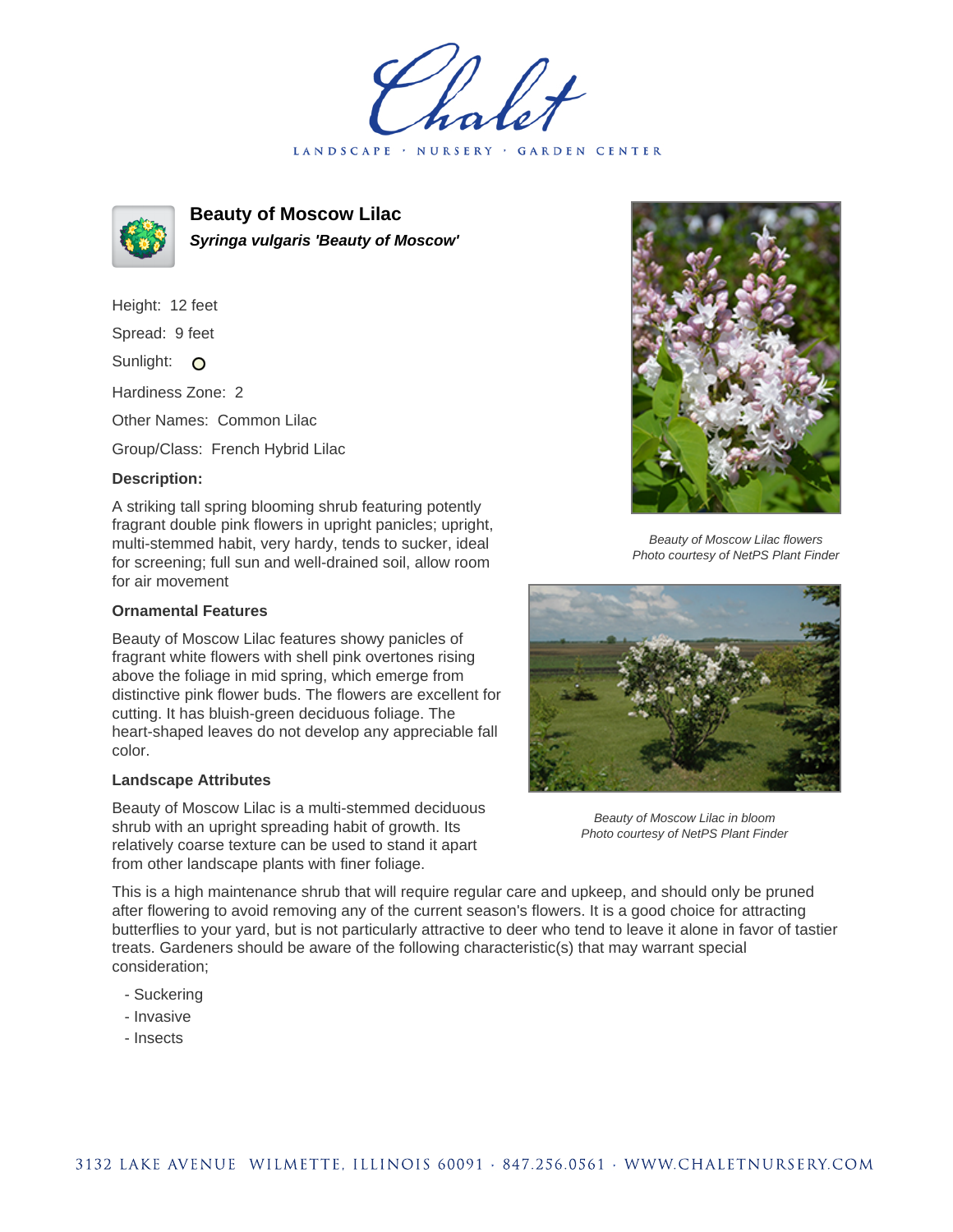Chalet

LANDSCAPE · NURSERY · GARDEN CENTER

# Beauty of Moscow Lilac

***Syringa vulgaris 'Beauty of Moscow'***

Height: 12 feet

Spread: 9 feet

Sunlight: O

Hardiness Zone: 2

Other Names: Common Lilac

Group/Class: French Hybrid Lilac

### Description:

A striking tall spring blooming shrub featuring potently fragrant double pink flowers in upright panicles; upright, multi-stemmed habit, very hardy, tends to sucker, ideal for screening; full sun and well-drained soil, allow room for air movement

### Ornamental Features

Beauty of Moscow Lilac features showy panicles of fragrant white flowers with shell pink overtones rising above the foliage in mid spring, which emerge from distinctive pink flower buds. The flowers are excellent for cutting. It has bluish-green deciduous foliage. The heart-shaped leaves do not develop any appreciable fall color.

### Landscape Attributes

Beauty of Moscow Lilac is a multi-stemmed deciduous shrub with an upright spreading habit of growth. Its relatively coarse texture can be used to stand it apart from other landscape plants with finer foliage.

This is a high maintenance shrub that will require regular care and upkeep, and should only be pruned after flowering to avoid removing any of the current season's flowers. It is a good choice for attracting butterflies to your yard, but is not particularly attractive to deer who tend to leave it alone in favor of tastier treats. Gardeners should be aware of the following characteristic(s) that may warrant special consideration;

- Suckering
- Invasive
- Insects

*Beauty of Moscow Lilac flowers*
*Photo courtesy of NetPS Plant Finder*

*Beauty of Moscow Lilac in bloom*
*Photo courtesy of NetPS Plant Finder*

3132 LAKE AVENUE WILMETTE, ILLINOIS 60091 · 847.256.0561 · WWW.CHALETNURSERY.COM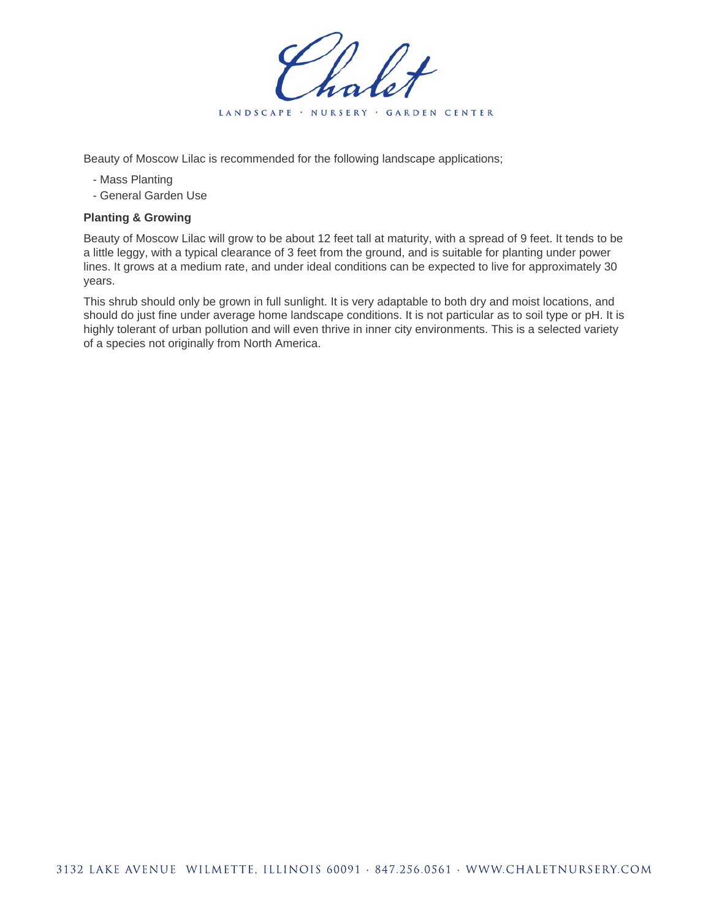Beauty of Moscow Lilac is recommended for the following landscape applications;

- Mass Planting
- General Garden Use

**Planting & Growing**

Beauty of Moscow Lilac will grow to be about 12 feet tall at maturity, with a spread of 9 feet. It tends to be a little leggy, with a typical clearance of 3 feet from the ground, and is suitable for planting under power lines. It grows at a medium rate, and under ideal conditions can be expected to live for approximately 30 years.

This shrub should only be grown in full sunlight. It is very adaptable to both dry and moist locations, and should do just fine under average home landscape conditions. It is not particular as to soil type or pH. It is highly tolerant of urban pollution and will even thrive in inner city environments. This is a selected variety of a species not originally from North America.